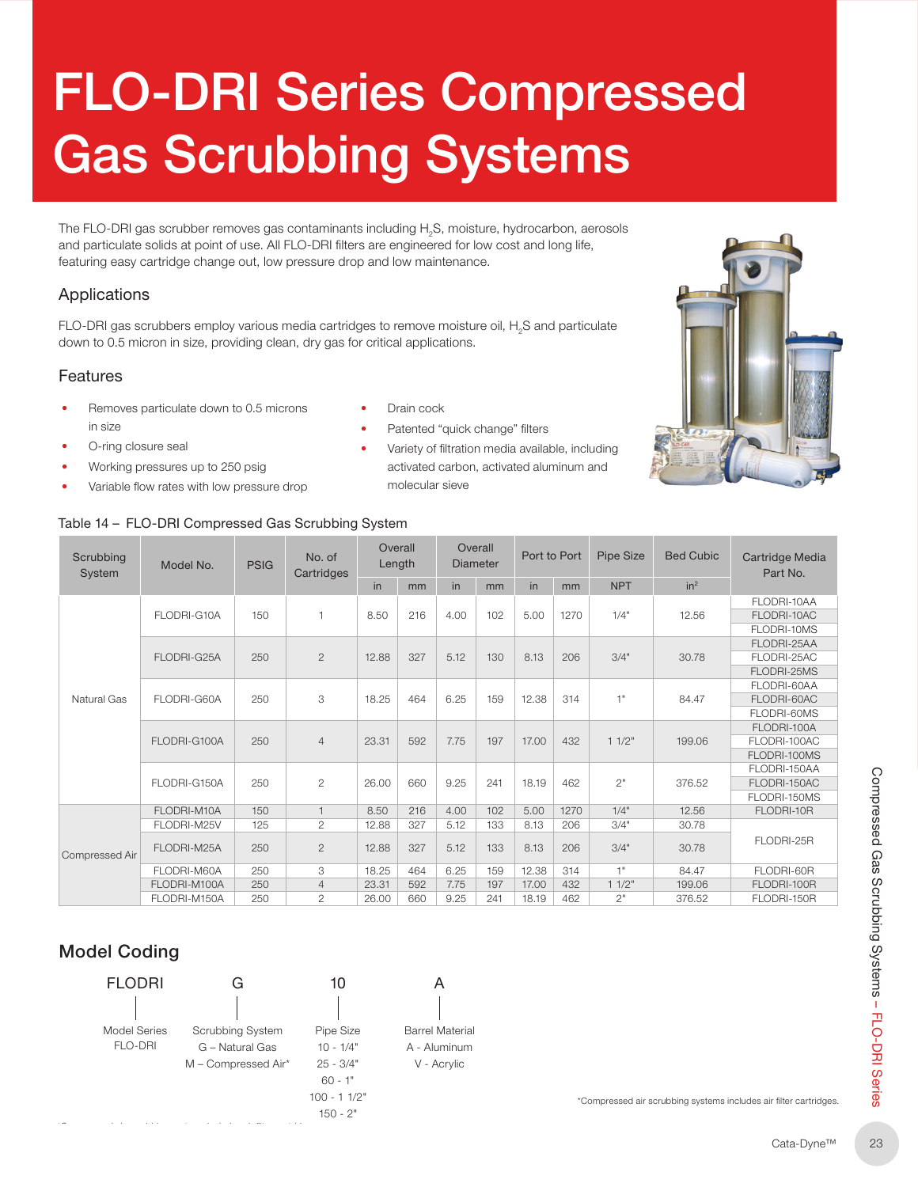# FLO-DRI Series Compressed Gas Scrubbing Systems

The FLO-DRI gas scrubber removes gas contaminants including $H_2S$, moisture, hydrocarbon, aerosols and particulate solids at point of use. All FLO-DRI filters are engineered for low cost and long life, featuring easy cartridge change out, low pressure drop and low maintenance.

## Applications

FLO-DRI gas scrubbers employ various media cartridges to remove moisture oil, $H_2S$ and particulate down to 0.5 micron in size, providing clean, dry gas for critical applications.

## Features

- Removes particulate down to 0.5 microns in size
- O-ring closure seal
- Working pressures up to 250 psig
- Variable flow rates with low pressure drop
- Drain cock
- Patented "quick change" filters
- Variety of filtration media available, including activated carbon, activated aluminum and molecular sieve

Table 14 – FLO-DRI Compressed Gas Scrubbing System

| Scrubbing System | Model No. | PSIG | No. of Cartridges | Overall Length | | Overall Diameter | | Port to Port | | Pipe Size | Bed Cubic | Cartridge Media Part No. |
|---|---|---|---|---|---|---|---|---|---|---|---|---|
| | | | | in | mm | in | mm | in | mm | NPT | in² | |
| Natural Gas | FLODRI-G10A | 150 | 1 | 8.50 | 216 | 4.00 | 102 | 5.00 | 1270 | 1/4" | 12.56 | FLODRI-10AA<br>FLODRI-10AC<br>FLODRI-10MS |
| | FLODRI-G25A | 250 | 2 | 12.88 | 327 | 5.12 | 130 | 8.13 | 206 | 3/4" | 30.78 | FLODRI-25AA<br>FLODRI-25AC<br>FLODRI-25MS |
| | FLODRI-G60A | 250 | 3 | 18.25 | 464 | 6.25 | 159 | 12.38 | 314 | 1" | 84.47 | FLODRI-60AA<br>FLODRI-60AC<br>FLODRI-60MS |
| | FLODRI-G100A | 250 | 4 | 23.31 | 592 | 7.75 | 197 | 17.00 | 432 | 1 1/2" | 199.06 | FLODRI-100A<br>FLODRI-100AC<br>FLODRI-100MS |
| | FLODRI-G150A | 250 | 2 | 26.00 | 660 | 9.25 | 241 | 18.19 | 462 | 2" | 376.52 | FLODRI-150AA<br>FLODRI-150AC<br>FLODRI-150MS |
| Compressed Air | FLODRI-M10A | 150 | 1 | 8.50 | 216 | 4.00 | 102 | 5.00 | 1270 | 1/4" | 12.56 | FLODRI-10R |
| | FLODRI-M25V | 125 | 2 | 12.88 | 327 | 5.12 | 133 | 8.13 | 206 | 3/4" | 30.78 | FLODRI-25R |
| | FLODRI-M25A | 250 | 2 | 12.88 | 327 | 5.12 | 133 | 8.13 | 206 | 3/4" | 30.78 | |
| | FLODRI-M60A | 250 | 3 | 18.25 | 464 | 6.25 | 159 | 12.38 | 314 | 1" | 84.47 | FLODRI-60R |
| | FLODRI-M100A | 250 | 4 | 23.31 | 592 | 7.75 | 197 | 17.00 | 432 | 1 1/2" | 199.06 | FLODRI-100R |
| | FLODRI-M150A | 250 | 2 | 26.00 | 660 | 9.25 | 241 | 18.19 | 462 | 2" | 376.52 | FLODRI-150R |

## Model Coding

| FLODRI | G | 10 | A |
|---|---|---|---|
| Model Series<br>FLO-DRI | Scrubbing System<br>G – Natural Gas<br>M – Compressed Air* | Pipe Size<br>10 - 1/4"<br>25 - 3/4"<br>60 - 1"<br>100 - 1 1/2"<br>150 - 2" | Barrel Material<br>A - Aluminum<br>V - Acrylic |

*Compressed air scrubbing systems includes air filter cartridges.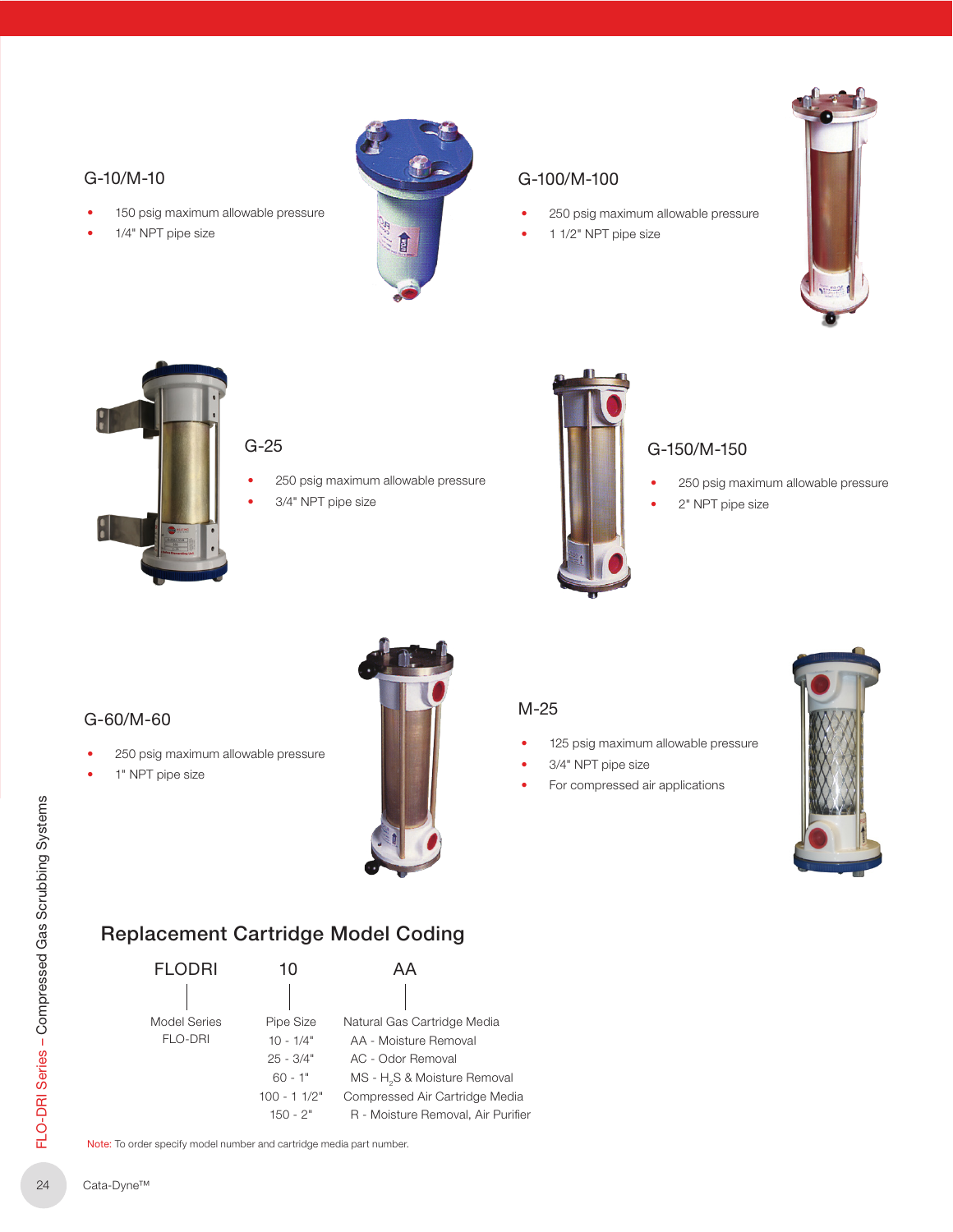## G-10/M-10

- 150 psig maximum allowable pressure
- 1/4" NPT pipe size

## G-100/M-100

- 250 psig maximum allowable pressure
- 1 1/2" NPT pipe size

## G-25

- 250 psig maximum allowable pressure
- 3/4" NPT pipe size

## G-150/M-150

- 250 psig maximum allowable pressure
- 2" NPT pipe size

## G-60/M-60

- 250 psig maximum allowable pressure
- 1" NPT pipe size

## M-25

- 125 psig maximum allowable pressure
- 3/4" NPT pipe size
- For compressed air applications

## Replacement Cartridge Model Coding

| FLODRI | 10 | AA |
|---|---|---|
| Model Series FLO-DRI | Pipe Size | Natural Gas Cartridge Media |
| | 10 - 1/4" | AA - Moisture Removal |
| | 25 - 3/4" | AC - Odor Removal |
| | 60 - 1" | MS - $H_2S$ & Moisture Removal |
| | 100 - 1 1/2" | Compressed Air Cartridge Media |
| | 150 - 2" | R - Moisture Removal, Air Purifier |

Note: To order specify model number and cartridge media part number.